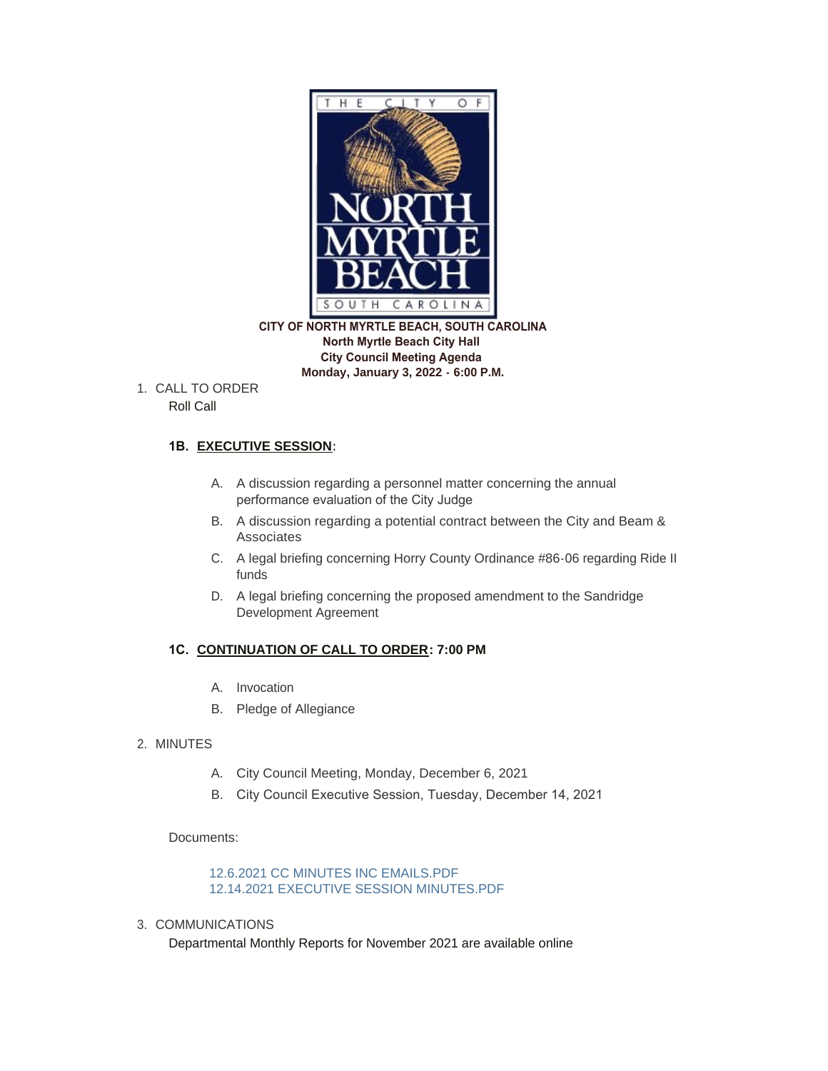**CITY OF NORTH MYRTLE BEACH, SOUTH CAROLINA**
**North Myrtle Beach City Hall**
**City Council Meeting Agenda**
**Monday, January 3, 2022 - 6:00 P.M.**

1. CALL TO ORDER
   Roll Call

   **1B. EXECUTIVE SESSION:**

   A. A discussion regarding a personnel matter concerning the annual performance evaluation of the City Judge
   B. A discussion regarding a potential contract between the City and Beam & Associates
   C. A legal briefing concerning Horry County Ordinance #86-06 regarding Ride II funds
   D. A legal briefing concerning the proposed amendment to the Sandridge Development Agreement

   **1C. CONTINUATION OF CALL TO ORDER: 7:00 PM**

   A. Invocation
   B. Pledge of Allegiance

2. MINUTES

   A. City Council Meeting, Monday, December 6, 2021
   B. City Council Executive Session, Tuesday, December 14, 2021

   Documents:

   12.6.2021 CC MINUTES INC EMAILS.PDF
   12.14.2021 EXECUTIVE SESSION MINUTES.PDF

3. COMMUNICATIONS
   Departmental Monthly Reports for November 2021 are available online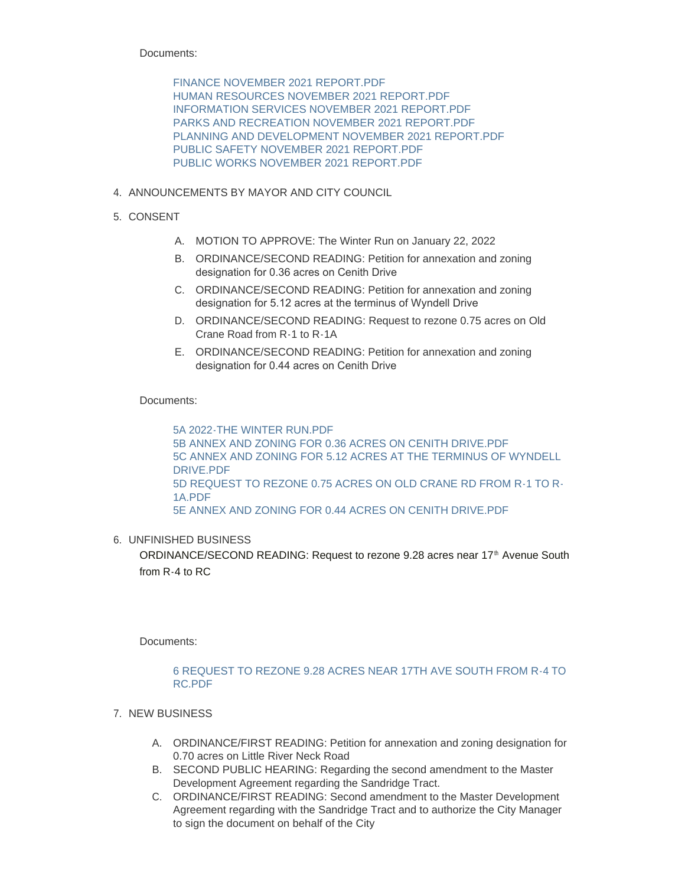Documents:

FINANCE NOVEMBER 2021 REPORT.PDF
HUMAN RESOURCES NOVEMBER 2021 REPORT.PDF
INFORMATION SERVICES NOVEMBER 2021 REPORT.PDF
PARKS AND RECREATION NOVEMBER 2021 REPORT.PDF
PLANNING AND DEVELOPMENT NOVEMBER 2021 REPORT.PDF
PUBLIC SAFETY NOVEMBER 2021 REPORT.PDF
PUBLIC WORKS NOVEMBER 2021 REPORT.PDF

4. ANNOUNCEMENTS BY MAYOR AND CITY COUNCIL

5. CONSENT

   A. MOTION TO APPROVE: The Winter Run on January 22, 2022
   B. ORDINANCE/SECOND READING: Petition for annexation and zoning designation for 0.36 acres on Cenith Drive
   C. ORDINANCE/SECOND READING: Petition for annexation and zoning designation for 5.12 acres at the terminus of Wyndell Drive
   D. ORDINANCE/SECOND READING: Request to rezone 0.75 acres on Old Crane Road from R-1 to R-1A
   E. ORDINANCE/SECOND READING: Petition for annexation and zoning designation for 0.44 acres on Cenith Drive

Documents:

5A 2022-THE WINTER RUN.PDF
5B ANNEX AND ZONING FOR 0.36 ACRES ON CENITH DRIVE.PDF
5C ANNEX AND ZONING FOR 5.12 ACRES AT THE TERMINUS OF WYNDELL DRIVE.PDF
5D REQUEST TO REZONE 0.75 ACRES ON OLD CRANE RD FROM R-1 TO R-1A.PDF
5E ANNEX AND ZONING FOR 0.44 ACRES ON CENITH DRIVE.PDF

6. UNFINISHED BUSINESS

ORDINANCE/SECOND READING: Request to rezone 9.28 acres near 17th Avenue South from R-4 to RC

Documents:

6 REQUEST TO REZONE 9.28 ACRES NEAR 17TH AVE SOUTH FROM R-4 TO RC.PDF

7. NEW BUSINESS

   A. ORDINANCE/FIRST READING: Petition for annexation and zoning designation for 0.70 acres on Little River Neck Road
   B. SECOND PUBLIC HEARING: Regarding the second amendment to the Master Development Agreement regarding the Sandridge Tract.
   C. ORDINANCE/FIRST READING: Second amendment to the Master Development Agreement regarding with the Sandridge Tract and to authorize the City Manager to sign the document on behalf of the City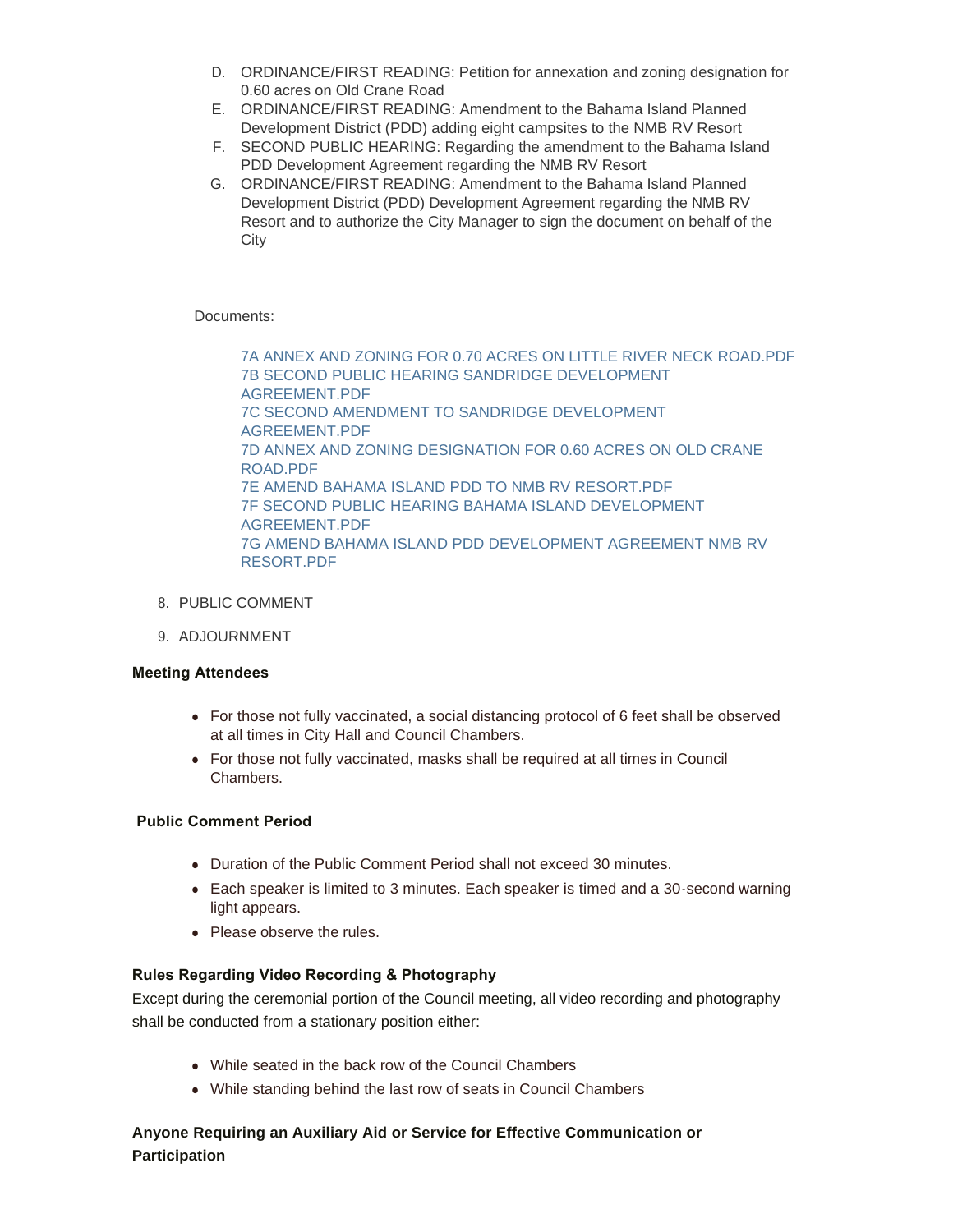D. ORDINANCE/FIRST READING: Petition for annexation and zoning designation for 0.60 acres on Old Crane Road
E. ORDINANCE/FIRST READING: Amendment to the Bahama Island Planned Development District (PDD) adding eight campsites to the NMB RV Resort
F. SECOND PUBLIC HEARING: Regarding the amendment to the Bahama Island PDD Development Agreement regarding the NMB RV Resort
G. ORDINANCE/FIRST READING: Amendment to the Bahama Island Planned Development District (PDD) Development Agreement regarding the NMB RV Resort and to authorize the City Manager to sign the document on behalf of the City

Documents:

7A ANNEX AND ZONING FOR 0.70 ACRES ON LITTLE RIVER NECK ROAD.PDF
7B SECOND PUBLIC HEARING SANDRIDGE DEVELOPMENT AGREEMENT.PDF
7C SECOND AMENDMENT TO SANDRIDGE DEVELOPMENT AGREEMENT.PDF
7D ANNEX AND ZONING DESIGNATION FOR 0.60 ACRES ON OLD CRANE ROAD.PDF
7E AMEND BAHAMA ISLAND PDD TO NMB RV RESORT.PDF
7F SECOND PUBLIC HEARING BAHAMA ISLAND DEVELOPMENT AGREEMENT.PDF
7G AMEND BAHAMA ISLAND PDD DEVELOPMENT AGREEMENT NMB RV RESORT.PDF

8. PUBLIC COMMENT

9. ADJOURNMENT

**Meeting Attendees**

- For those not fully vaccinated, a social distancing protocol of 6 feet shall be observed at all times in City Hall and Council Chambers.
- For those not fully vaccinated, masks shall be required at all times in Council Chambers.

**Public Comment Period**

- Duration of the Public Comment Period shall not exceed 30 minutes.
- Each speaker is limited to 3 minutes. Each speaker is timed and a 30-second warning light appears.
- Please observe the rules.

**Rules Regarding Video Recording & Photography**

Except during the ceremonial portion of the Council meeting, all video recording and photography shall be conducted from a stationary position either:

- While seated in the back row of the Council Chambers
- While standing behind the last row of seats in Council Chambers

**Anyone Requiring an Auxiliary Aid or Service for Effective Communication or Participation**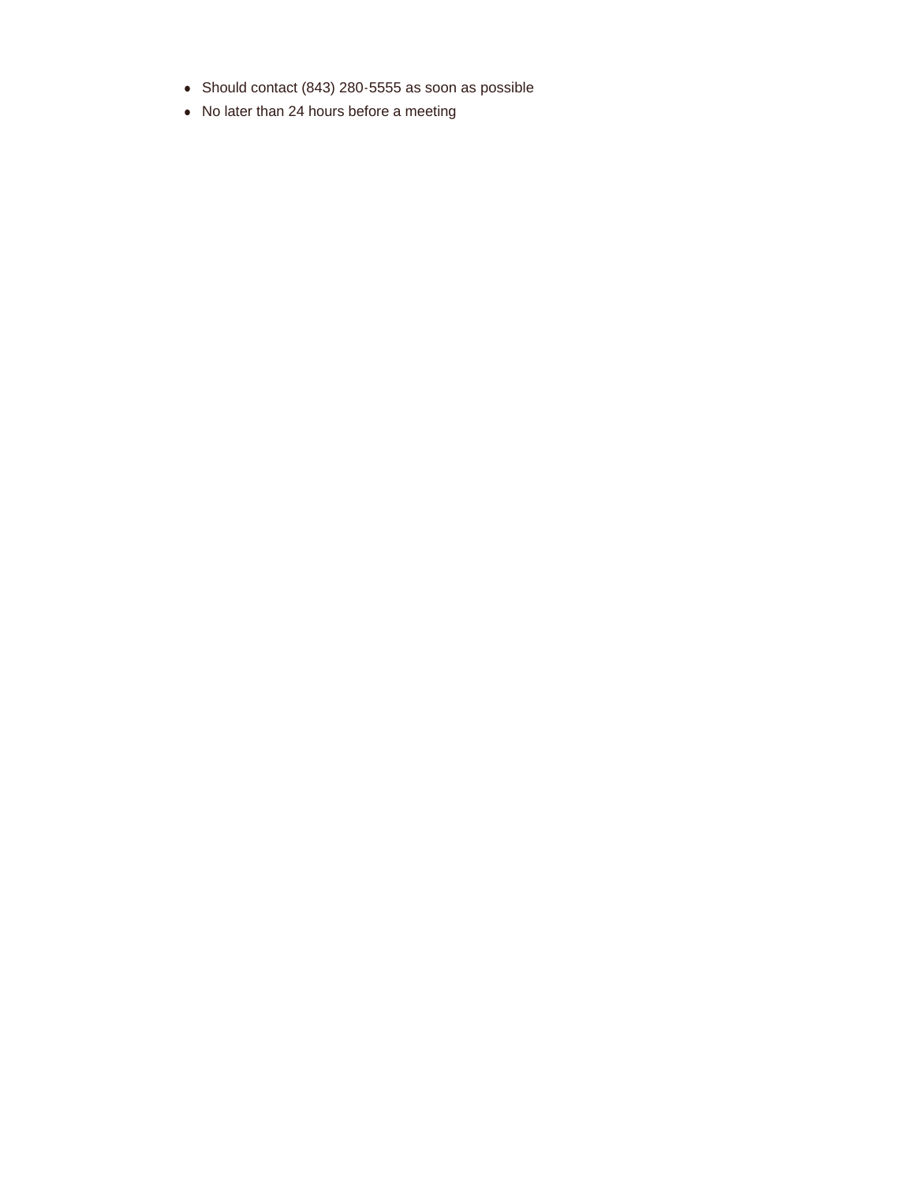- Should contact (843) 280-5555 as soon as possible
- No later than 24 hours before a meeting